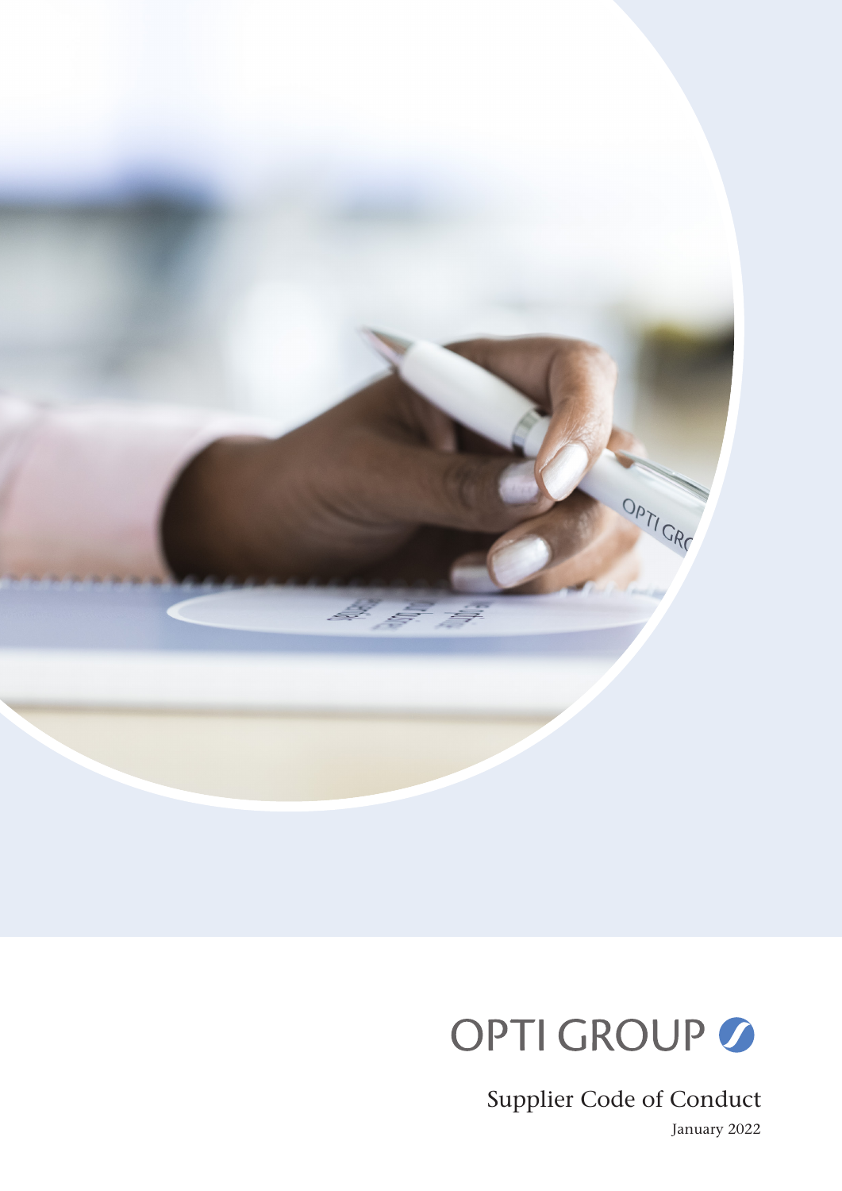OPTI GROUP

# Supplier Code of Conduct

January 2022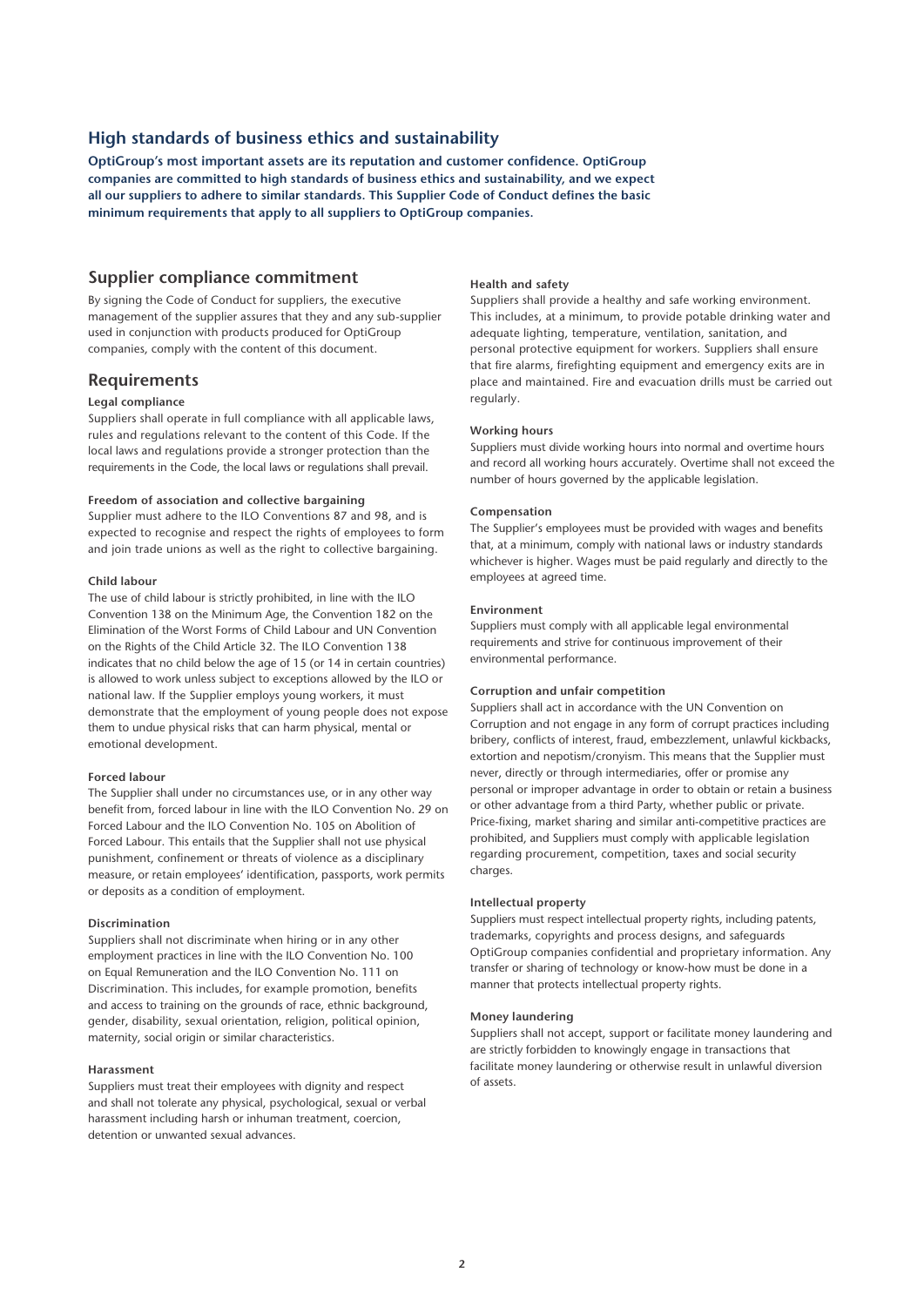## High standards of business ethics and sustainability

**OptiGroup's most important assets are its reputation and customer confidence. OptiGroup companies are committed to high standards of business ethics and sustainability, and we expect all our suppliers to adhere to similar standards. This Supplier Code of Conduct defines the basic minimum requirements that apply to all suppliers to OptiGroup companies.**

## Supplier compliance commitment

By signing the Code of Conduct for suppliers, the executive management of the supplier assures that they and any sub-supplier used in conjunction with products produced for OptiGroup companies, comply with the content of this document.

## Requirements

### Legal compliance

Suppliers shall operate in full compliance with all applicable laws, rules and regulations relevant to the content of this Code. If the local laws and regulations provide a stronger protection than the requirements in the Code, the local laws or regulations shall prevail.

### Freedom of association and collective bargaining

Supplier must adhere to the ILO Conventions 87 and 98, and is expected to recognise and respect the rights of employees to form and join trade unions as well as the right to collective bargaining.

### Child labour

The use of child labour is strictly prohibited, in line with the ILO Convention 138 on the Minimum Age, the Convention 182 on the Elimination of the Worst Forms of Child Labour and UN Convention on the Rights of the Child Article 32. The ILO Convention 138 indicates that no child below the age of 15 (or 14 in certain countries) is allowed to work unless subject to exceptions allowed by the ILO or national law. If the Supplier employs young workers, it must demonstrate that the employment of young people does not expose them to undue physical risks that can harm physical, mental or emotional development.

### Forced labour

The Supplier shall under no circumstances use, or in any other way benefit from, forced labour in line with the ILO Convention No. 29 on Forced Labour and the ILO Convention No. 105 on Abolition of Forced Labour. This entails that the Supplier shall not use physical punishment, confinement or threats of violence as a disciplinary measure, or retain employees' identification, passports, work permits or deposits as a condition of employment.

### Discrimination

Suppliers shall not discriminate when hiring or in any other employment practices in line with the ILO Convention No. 100 on Equal Remuneration and the ILO Convention No. 111 on Discrimination. This includes, for example promotion, benefits and access to training on the grounds of race, ethnic background, gender, disability, sexual orientation, religion, political opinion, maternity, social origin or similar characteristics.

### Harassment

Suppliers must treat their employees with dignity and respect and shall not tolerate any physical, psychological, sexual or verbal harassment including harsh or inhuman treatment, coercion, detention or unwanted sexual advances.

### Health and safety

Suppliers shall provide a healthy and safe working environment. This includes, at a minimum, to provide potable drinking water and adequate lighting, temperature, ventilation, sanitation, and personal protective equipment for workers. Suppliers shall ensure that fire alarms, firefighting equipment and emergency exits are in place and maintained. Fire and evacuation drills must be carried out regularly.

### Working hours

Suppliers must divide working hours into normal and overtime hours and record all working hours accurately. Overtime shall not exceed the number of hours governed by the applicable legislation.

### Compensation

The Supplier's employees must be provided with wages and benefits that, at a minimum, comply with national laws or industry standards whichever is higher. Wages must be paid regularly and directly to the employees at agreed time.

### Environment

Suppliers must comply with all applicable legal environmental requirements and strive for continuous improvement of their environmental performance.

### Corruption and unfair competition

Suppliers shall act in accordance with the UN Convention on Corruption and not engage in any form of corrupt practices including bribery, conflicts of interest, fraud, embezzlement, unlawful kickbacks, extortion and nepotism/cronyism. This means that the Supplier must never, directly or through intermediaries, offer or promise any personal or improper advantage in order to obtain or retain a business or other advantage from a third Party, whether public or private. Price-fixing, market sharing and similar anti-competitive practices are prohibited, and Suppliers must comply with applicable legislation regarding procurement, competition, taxes and social security charges.

### Intellectual property

Suppliers must respect intellectual property rights, including patents, trademarks, copyrights and process designs, and safeguards OptiGroup companies confidential and proprietary information. Any transfer or sharing of technology or know-how must be done in a manner that protects intellectual property rights.

### Money laundering

Suppliers shall not accept, support or facilitate money laundering and are strictly forbidden to knowingly engage in transactions that facilitate money laundering or otherwise result in unlawful diversion of assets.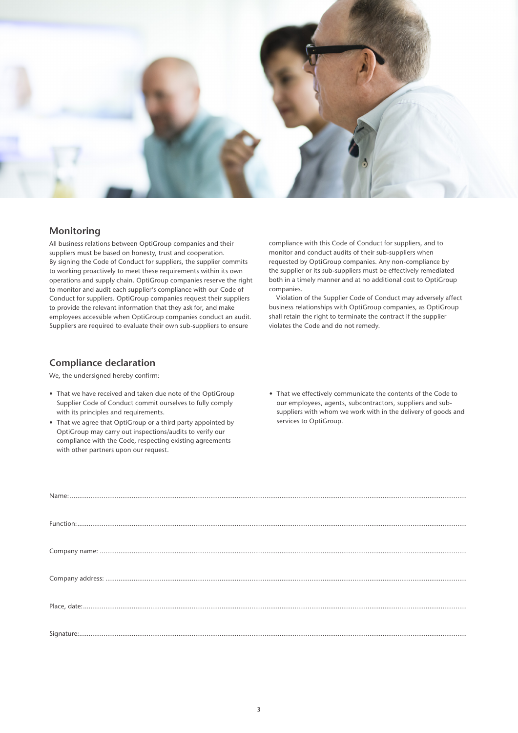## Monitoring

All business relations between OptiGroup companies and their suppliers must be based on honesty, trust and cooperation. By signing the Code of Conduct for suppliers, the supplier commits to working proactively to meet these requirements within its own operations and supply chain. OptiGroup companies reserve the right to monitor and audit each supplier's compliance with our Code of Conduct for suppliers. OptiGroup companies request their suppliers to provide the relevant information that they ask for, and make employees accessible when OptiGroup companies conduct an audit. Suppliers are required to evaluate their own sub-suppliers to ensure compliance with this Code of Conduct for suppliers, and to monitor and conduct audits of their sub-suppliers when requested by OptiGroup companies. Any non-compliance by the supplier or its sub-suppliers must be effectively remediated both in a timely manner and at no additional cost to OptiGroup companies.

Violation of the Supplier Code of Conduct may adversely affect business relationships with OptiGroup companies, as OptiGroup shall retain the right to terminate the contract if the supplier violates the Code and do not remedy.

## Compliance declaration

We, the undersigned hereby confirm:

- That we have received and taken due note of the OptiGroup Supplier Code of Conduct commit ourselves to fully comply with its principles and requirements.
- That we agree that OptiGroup or a third party appointed by OptiGroup may carry out inspections/audits to verify our compliance with the Code, respecting existing agreements with other partners upon our request.
- That we effectively communicate the contents of the Code to our employees, agents, subcontractors, suppliers and sub-suppliers with whom we work with in the delivery of goods and services to OptiGroup.

Name:.......................................................................................................

Function:.......................................................................................................

Company name: .......................................................................................................

Company address: .......................................................................................................

Place, date:.......................................................................................................

Signature:.......................................................................................................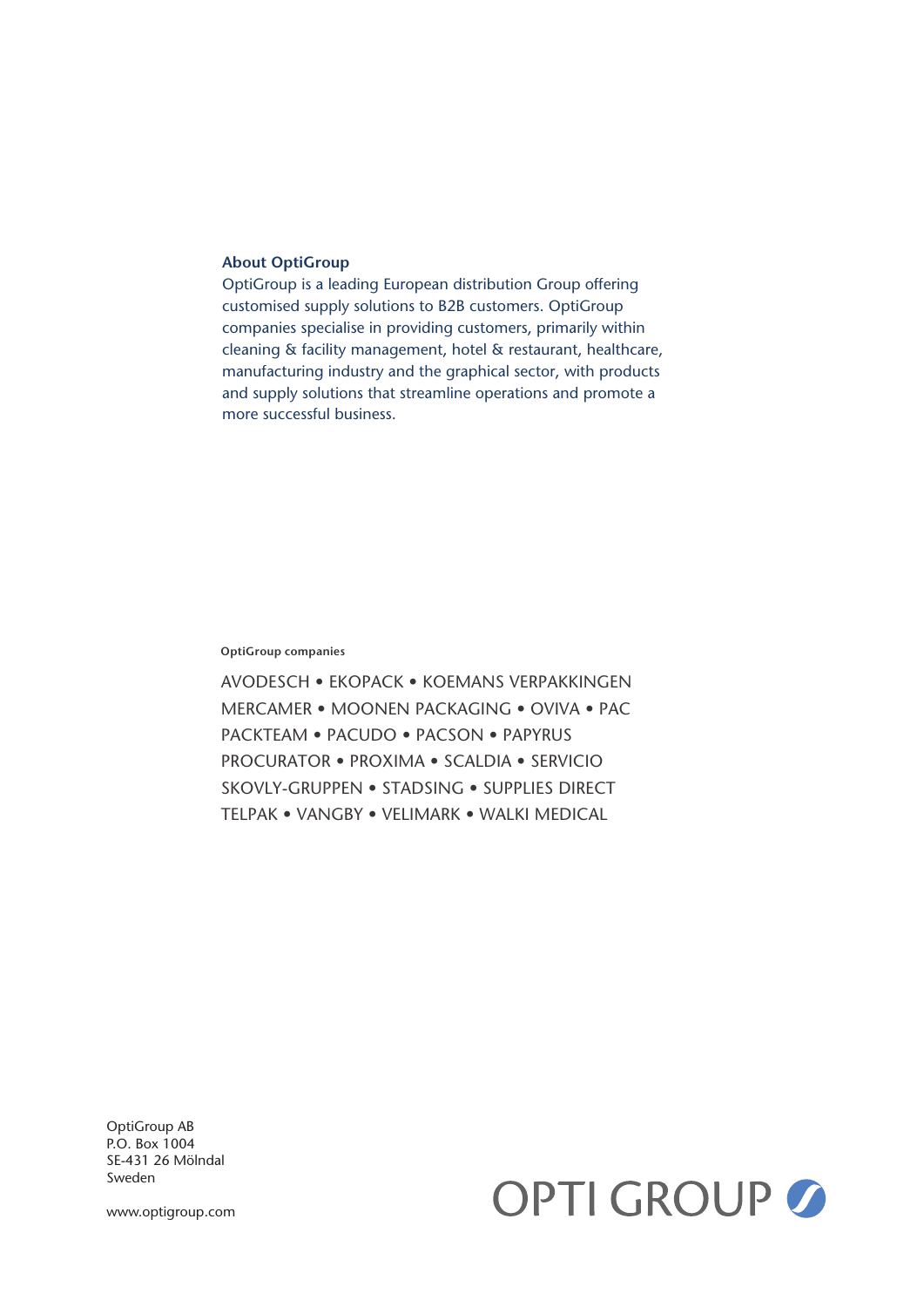## About OptiGroup

OptiGroup is a leading European distribution Group offering customised supply solutions to B2B customers. OptiGroup companies specialise in providing customers, primarily within cleaning & facility management, hotel & restaurant, healthcare, manufacturing industry and the graphical sector, with products and supply solutions that streamline operations and promote a more successful business.

**OptiGroup companies**

AVODESCH • EKOPACK • KOEMANS VERPAKKINGEN
MERCAMER • MOONEN PACKAGING • OVIVA • PAC
PACKTEAM • PACUDO • PACSON • PAPYRUS
PROCURATOR • PROXIMA • SCALDIA • SERVICIO
SKOVLY-GRUPPEN • STADSING • SUPPLIES DIRECT
TELPAK • VANGBY • VELIMARK • WALKI MEDICAL

OptiGroup AB
P.O. Box 1004
SE-431 26 Mölndal
Sweden

www.optigroup.com

OPTI GROUP